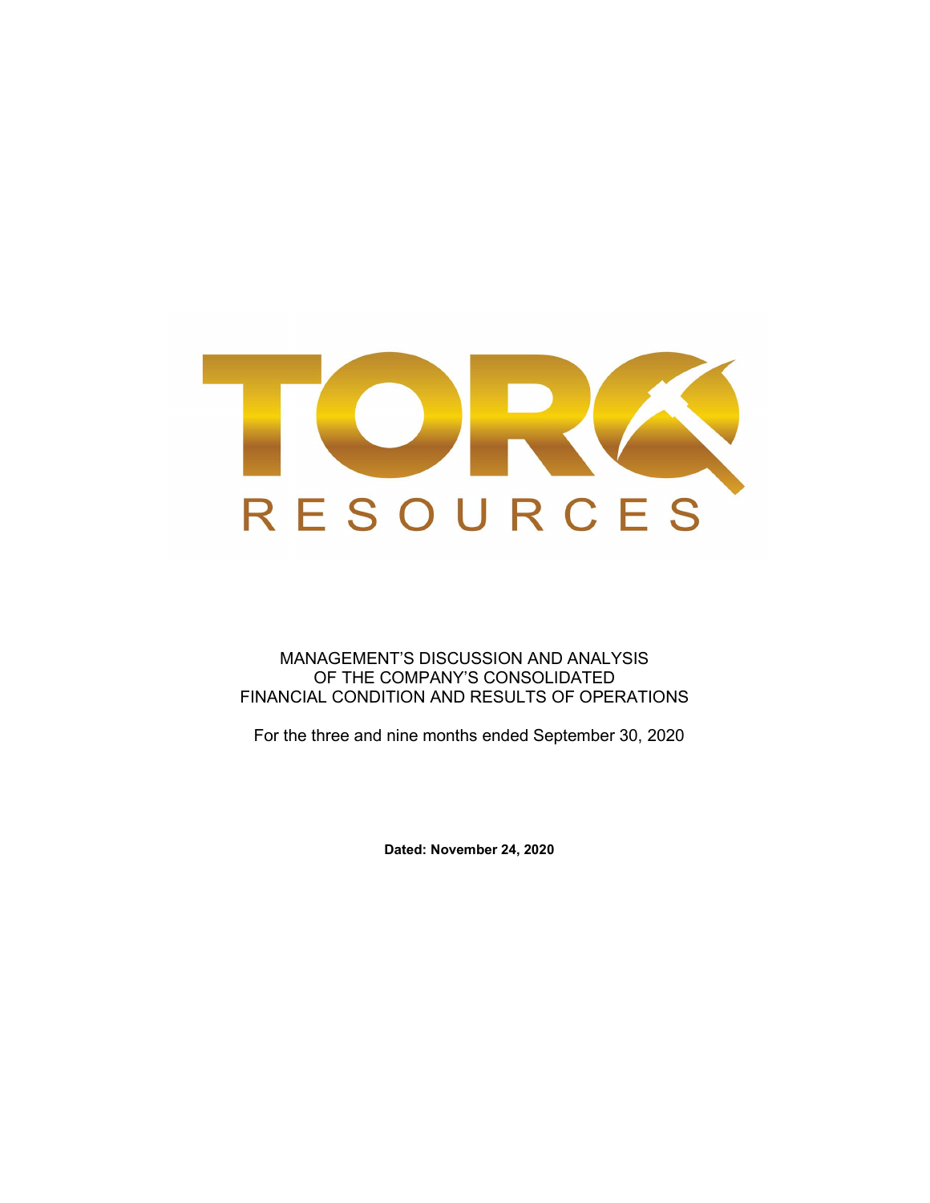# TORQ RESOURCES

MANAGEMENT'S DISCUSSION AND ANALYSIS
OF THE COMPANY'S CONSOLIDATED
FINANCIAL CONDITION AND RESULTS OF OPERATIONS

For the three and nine months ended September 30, 2020

**Dated: November 24, 2020**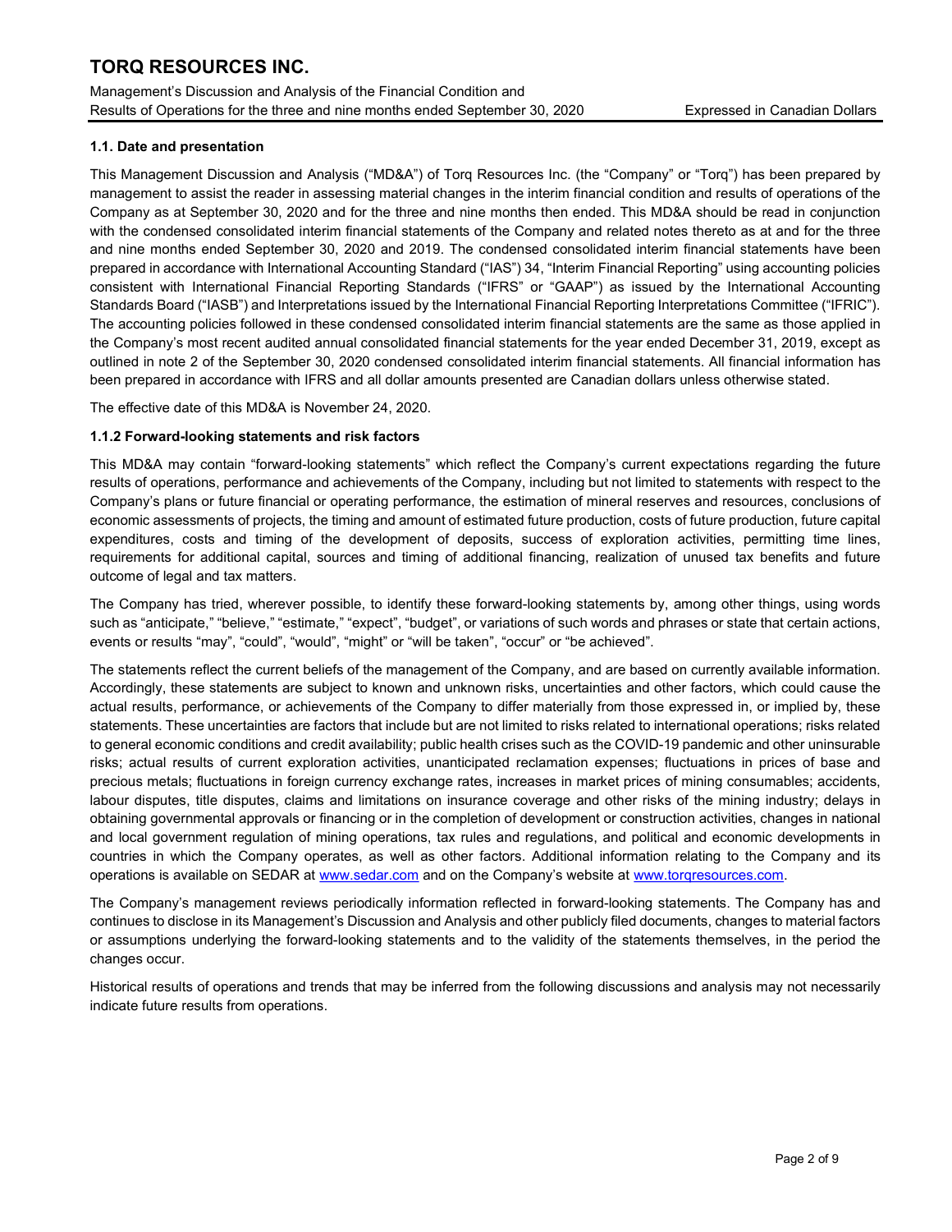### 1.1. Date and presentation

This Management Discussion and Analysis ("MD&A") of Torq Resources Inc. (the "Company" or "Torq") has been prepared by management to assist the reader in assessing material changes in the interim financial condition and results of operations of the Company as at September 30, 2020 and for the three and nine months then ended. This MD&A should be read in conjunction with the condensed consolidated interim financial statements of the Company and related notes thereto as at and for the three and nine months ended September 30, 2020 and 2019. The condensed consolidated interim financial statements have been prepared in accordance with International Accounting Standard ("IAS") 34, "Interim Financial Reporting" using accounting policies consistent with International Financial Reporting Standards ("IFRS" or "GAAP") as issued by the International Accounting Standards Board ("IASB") and Interpretations issued by the International Financial Reporting Interpretations Committee ("IFRIC"). The accounting policies followed in these condensed consolidated interim financial statements are the same as those applied in the Company's most recent audited annual consolidated financial statements for the year ended December 31, 2019, except as outlined in note 2 of the September 30, 2020 condensed consolidated interim financial statements. All financial information has been prepared in accordance with IFRS and all dollar amounts presented are Canadian dollars unless otherwise stated.

The effective date of this MD&A is November 24, 2020.

### 1.1.2 Forward-looking statements and risk factors

This MD&A may contain "forward-looking statements" which reflect the Company's current expectations regarding the future results of operations, performance and achievements of the Company, including but not limited to statements with respect to the Company's plans or future financial or operating performance, the estimation of mineral reserves and resources, conclusions of economic assessments of projects, the timing and amount of estimated future production, costs of future production, future capital expenditures, costs and timing of the development of deposits, success of exploration activities, permitting time lines, requirements for additional capital, sources and timing of additional financing, realization of unused tax benefits and future outcome of legal and tax matters.

The Company has tried, wherever possible, to identify these forward-looking statements by, among other things, using words such as "anticipate," "believe," "estimate," "expect", "budget", or variations of such words and phrases or state that certain actions, events or results "may", "could", "would", "might" or "will be taken", "occur" or "be achieved".

The statements reflect the current beliefs of the management of the Company, and are based on currently available information. Accordingly, these statements are subject to known and unknown risks, uncertainties and other factors, which could cause the actual results, performance, or achievements of the Company to differ materially from those expressed in, or implied by, these statements. These uncertainties are factors that include but are not limited to risks related to international operations; risks related to general economic conditions and credit availability; public health crises such as the COVID-19 pandemic and other uninsurable risks; actual results of current exploration activities, unanticipated reclamation expenses; fluctuations in prices of base and precious metals; fluctuations in foreign currency exchange rates, increases in market prices of mining consumables; accidents, labour disputes, title disputes, claims and limitations on insurance coverage and other risks of the mining industry; delays in obtaining governmental approvals or financing or in the completion of development or construction activities, changes in national and local government regulation of mining operations, tax rules and regulations, and political and economic developments in countries in which the Company operates, as well as other factors. Additional information relating to the Company and its operations is available on SEDAR at www.sedar.com and on the Company's website at www.torqresources.com.

The Company's management reviews periodically information reflected in forward-looking statements. The Company has and continues to disclose in its Management's Discussion and Analysis and other publicly filed documents, changes to material factors or assumptions underlying the forward-looking statements and to the validity of the statements themselves, in the period the changes occur.

Historical results of operations and trends that may be inferred from the following discussions and analysis may not necessarily indicate future results from operations.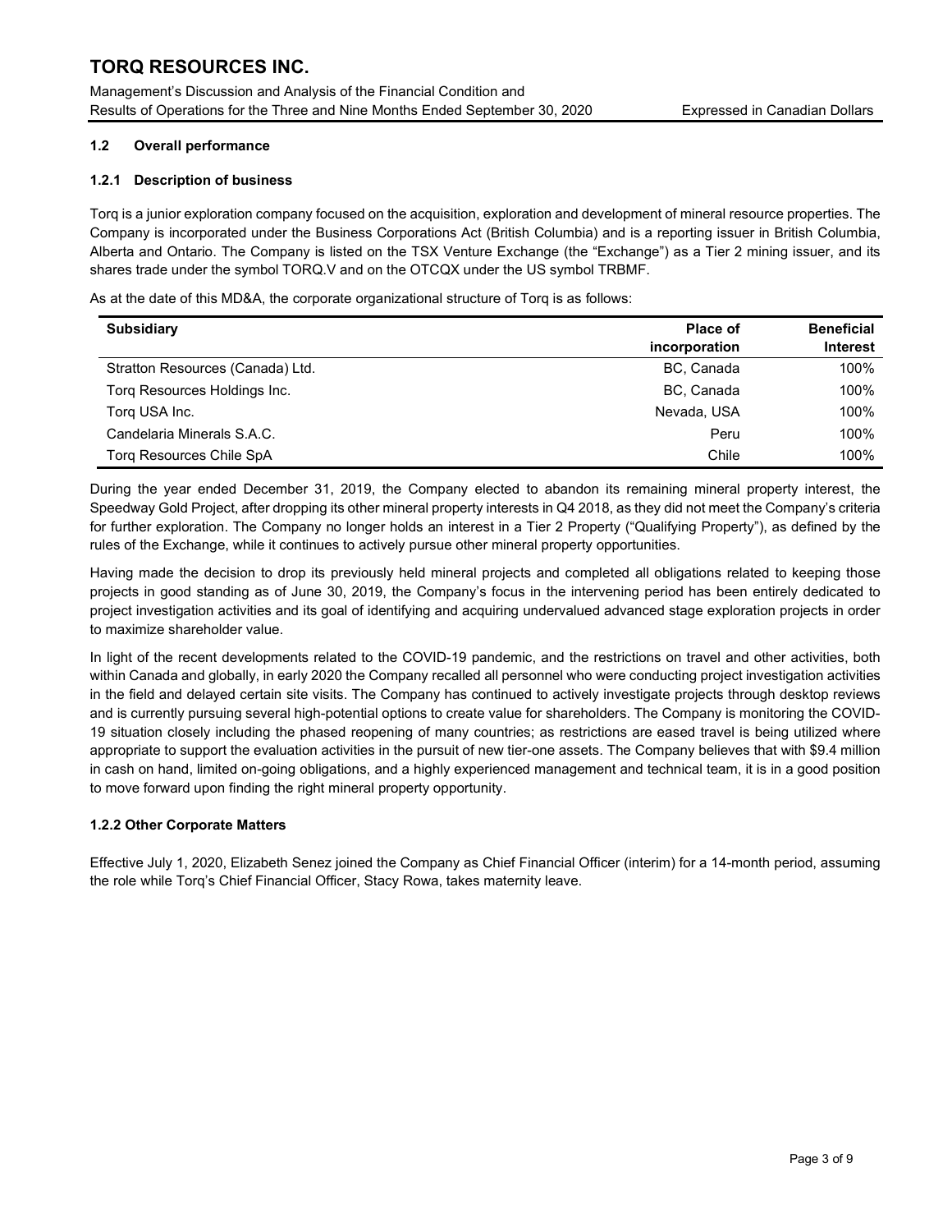## 1.2 Overall performance

### 1.2.1 Description of business

Torq is a junior exploration company focused on the acquisition, exploration and development of mineral resource properties. The Company is incorporated under the Business Corporations Act (British Columbia) and is a reporting issuer in British Columbia, Alberta and Ontario. The Company is listed on the TSX Venture Exchange (the "Exchange") as a Tier 2 mining issuer, and its shares trade under the symbol TORQ.V and on the OTCQX under the US symbol TRBMF.

As at the date of this MD&A, the corporate organizational structure of Torq is as follows:

| Subsidiary | Place of incorporation | Beneficial Interest |
|---|---|---|
| Stratton Resources (Canada) Ltd. | BC, Canada | 100% |
| Torq Resources Holdings Inc. | BC, Canada | 100% |
| Torq USA Inc. | Nevada, USA | 100% |
| Candelaria Minerals S.A.C. | Peru | 100% |
| Torq Resources Chile SpA | Chile | 100% |

During the year ended December 31, 2019, the Company elected to abandon its remaining mineral property interest, the Speedway Gold Project, after dropping its other mineral property interests in Q4 2018, as they did not meet the Company's criteria for further exploration. The Company no longer holds an interest in a Tier 2 Property ("Qualifying Property"), as defined by the rules of the Exchange, while it continues to actively pursue other mineral property opportunities.

Having made the decision to drop its previously held mineral projects and completed all obligations related to keeping those projects in good standing as of June 30, 2019, the Company's focus in the intervening period has been entirely dedicated to project investigation activities and its goal of identifying and acquiring undervalued advanced stage exploration projects in order to maximize shareholder value.

In light of the recent developments related to the COVID-19 pandemic, and the restrictions on travel and other activities, both within Canada and globally, in early 2020 the Company recalled all personnel who were conducting project investigation activities in the field and delayed certain site visits. The Company has continued to actively investigate projects through desktop reviews and is currently pursuing several high-potential options to create value for shareholders. The Company is monitoring the COVID-19 situation closely including the phased reopening of many countries; as restrictions are eased travel is being utilized where appropriate to support the evaluation activities in the pursuit of new tier-one assets. The Company believes that with $9.4 million in cash on hand, limited on-going obligations, and a highly experienced management and technical team, it is in a good position to move forward upon finding the right mineral property opportunity.

### 1.2.2 Other Corporate Matters

Effective July 1, 2020, Elizabeth Senez joined the Company as Chief Financial Officer (interim) for a 14-month period, assuming the role while Torq's Chief Financial Officer, Stacy Rowa, takes maternity leave.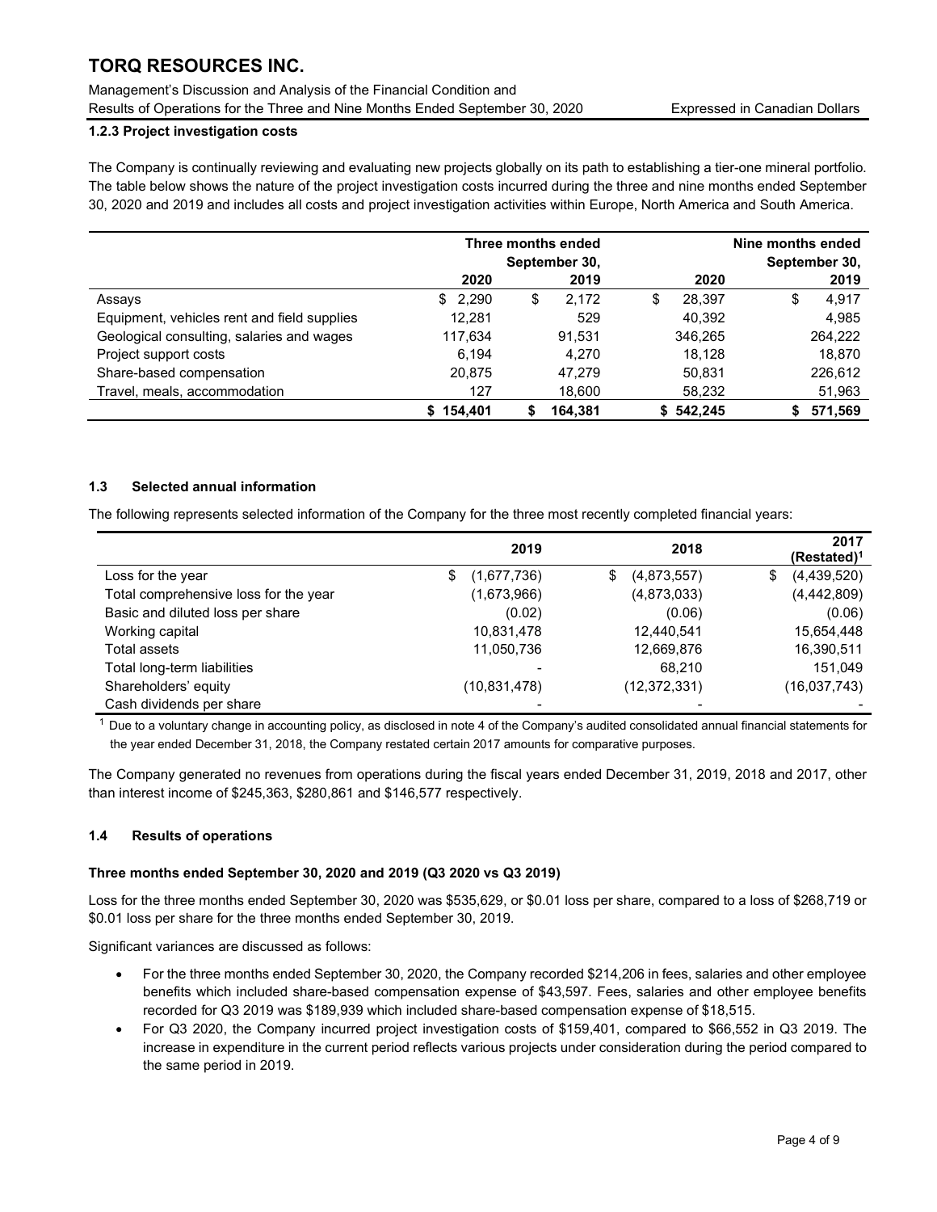### 1.2.3 Project investigation costs

The Company is continually reviewing and evaluating new projects globally on its path to establishing a tier-one mineral portfolio. The table below shows the nature of the project investigation costs incurred during the three and nine months ended September 30, 2020 and 2019 and includes all costs and project investigation activities within Europe, North America and South America.

| | Three months ended September 30, | | Nine months ended September 30, | |
|---|---|---|---|---|
| | 2020 | 2019 | 2020 | 2019 |
| Assays | $ 2,290 | $ 2,172 | $ 28,397 | $ 4,917 |
| Equipment, vehicles rent and field supplies | 12,281 | 529 | 40,392 | 4,985 |
| Geological consulting, salaries and wages | 117,634 | 91,531 | 346,265 | 264,222 |
| Project support costs | 6,194 | 4,270 | 18,128 | 18,870 |
| Share-based compensation | 20,875 | 47,279 | 50,831 | 226,612 |
| Travel, meals, accommodation | 127 | 18,600 | 58,232 | 51,963 |
| | $ 154,401 | $ 164,381 | $ 542,245 | $ 571,569 |

## 1.3 Selected annual information

The following represents selected information of the Company for the three most recently completed financial years:

| | 2019 | 2018 | 2017 (Restated)[1] |
|---|---|---|---|
| Loss for the year | $ (1,677,736) | $ (4,873,557) | $ (4,439,520) |
| Total comprehensive loss for the year | (1,673,966) | (4,873,033) | (4,442,809) |
| Basic and diluted loss per share | (0.02) | (0.06) | (0.06) |
| Working capital | 10,831,478 | 12,440,541 | 15,654,448 |
| Total assets | 11,050,736 | 12,669,876 | 16,390,511 |
| Total long-term liabilities | - | 68,210 | 151,049 |
| Shareholders' equity | (10,831,478) | (12,372,331) | (16,037,743) |
| Cash dividends per share | - | - | - |

[1] Due to a voluntary change in accounting policy, as disclosed in note 4 of the Company's audited consolidated annual financial statements for the year ended December 31, 2018, the Company restated certain 2017 amounts for comparative purposes.

The Company generated no revenues from operations during the fiscal years ended December 31, 2019, 2018 and 2017, other than interest income of $245,363, $280,861 and $146,577 respectively.

## 1.4 Results of operations

**Three months ended September 30, 2020 and 2019 (Q3 2020 vs Q3 2019)**

Loss for the three months ended September 30, 2020 was $535,629, or $0.01 loss per share, compared to a loss of $268,719 or $0.01 loss per share for the three months ended September 30, 2019.

Significant variances are discussed as follows:

- For the three months ended September 30, 2020, the Company recorded $214,206 in fees, salaries and other employee benefits which included share-based compensation expense of $43,597. Fees, salaries and other employee benefits recorded for Q3 2019 was $189,939 which included share-based compensation expense of $18,515.
- For Q3 2020, the Company incurred project investigation costs of $159,401, compared to $66,552 in Q3 2019. The increase in expenditure in the current period reflects various projects under consideration during the period compared to the same period in 2019.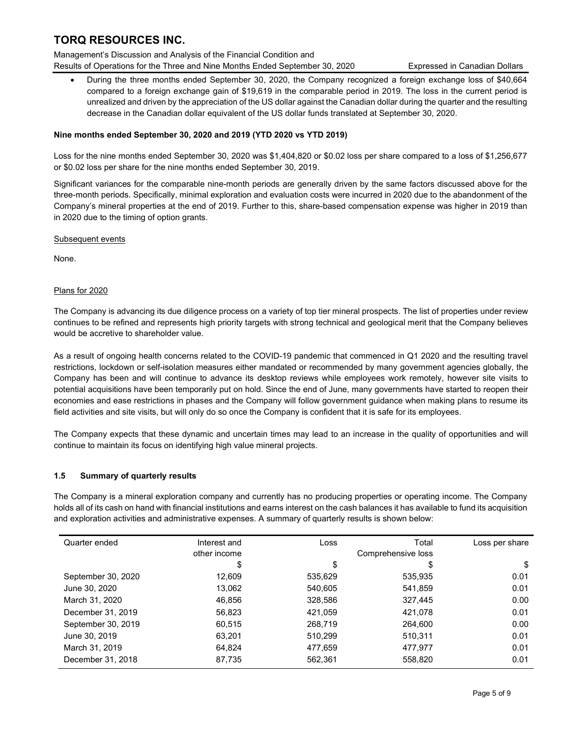- During the three months ended September 30, 2020, the Company recognized a foreign exchange loss of $40,664 compared to a foreign exchange gain of $19,619 in the comparable period in 2019. The loss in the current period is unrealized and driven by the appreciation of the US dollar against the Canadian dollar during the quarter and the resulting decrease in the Canadian dollar equivalent of the US dollar funds translated at September 30, 2020.

**Nine months ended September 30, 2020 and 2019 (YTD 2020 vs YTD 2019)**

Loss for the nine months ended September 30, 2020 was $1,404,820 or $0.02 loss per share compared to a loss of $1,256,677 or $0.02 loss per share for the nine months ended September 30, 2019.

Significant variances for the comparable nine-month periods are generally driven by the same factors discussed above for the three-month periods. Specifically, minimal exploration and evaluation costs were incurred in 2020 due to the abandonment of the Company's mineral properties at the end of 2019. Further to this, share-based compensation expense was higher in 2019 than in 2020 due to the timing of option grants.

Subsequent events

None.

Plans for 2020

The Company is advancing its due diligence process on a variety of top tier mineral prospects. The list of properties under review continues to be refined and represents high priority targets with strong technical and geological merit that the Company believes would be accretive to shareholder value.

As a result of ongoing health concerns related to the COVID-19 pandemic that commenced in Q1 2020 and the resulting travel restrictions, lockdown or self-isolation measures either mandated or recommended by many government agencies globally, the Company has been and will continue to advance its desktop reviews while employees work remotely, however site visits to potential acquisitions have been temporarily put on hold. Since the end of June, many governments have started to reopen their economies and ease restrictions in phases and the Company will follow government guidance when making plans to resume its field activities and site visits, but will only do so once the Company is confident that it is safe for its employees.

The Company expects that these dynamic and uncertain times may lead to an increase in the quality of opportunities and will continue to maintain its focus on identifying high value mineral projects.

### 1.5 Summary of quarterly results

The Company is a mineral exploration company and currently has no producing properties or operating income. The Company holds all of its cash on hand with financial institutions and earns interest on the cash balances it has available to fund its acquisition and exploration activities and administrative expenses. A summary of quarterly results is shown below:

| Quarter ended | Interest and other income | Loss | Total Comprehensive loss | Loss per share |
|---|---|---|---|---|
| | $ | $ | $ | $ |
| September 30, 2020 | 12,609 | 535,629 | 535,935 | 0.01 |
| June 30, 2020 | 13,062 | 540,605 | 541,859 | 0.01 |
| March 31, 2020 | 46,856 | 328,586 | 327,445 | 0.00 |
| December 31, 2019 | 56,823 | 421,059 | 421,078 | 0.01 |
| September 30, 2019 | 60,515 | 268,719 | 264,600 | 0.00 |
| June 30, 2019 | 63,201 | 510,299 | 510,311 | 0.01 |
| March 31, 2019 | 64,824 | 477,659 | 477,977 | 0.01 |
| December 31, 2018 | 87,735 | 562,361 | 558,820 | 0.01 |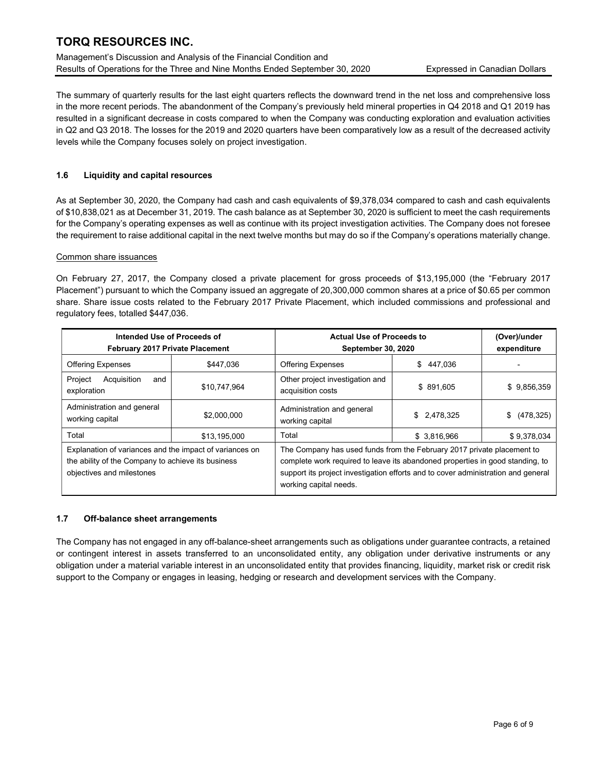The summary of quarterly results for the last eight quarters reflects the downward trend in the net loss and comprehensive loss in the more recent periods. The abandonment of the Company's previously held mineral properties in Q4 2018 and Q1 2019 has resulted in a significant decrease in costs compared to when the Company was conducting exploration and evaluation activities in Q2 and Q3 2018. The losses for the 2019 and 2020 quarters have been comparatively low as a result of the decreased activity levels while the Company focuses solely on project investigation.

## 1.6 Liquidity and capital resources

As at September 30, 2020, the Company had cash and cash equivalents of $9,378,034 compared to cash and cash equivalents of $10,838,021 as at December 31, 2019. The cash balance as at September 30, 2020 is sufficient to meet the cash requirements for the Company's operating expenses as well as continue with its project investigation activities. The Company does not foresee the requirement to raise additional capital in the next twelve months but may do so if the Company's operations materially change.

Common share issuances

On February 27, 2017, the Company closed a private placement for gross proceeds of $13,195,000 (the "February 2017 Placement") pursuant to which the Company issued an aggregate of 20,300,000 common shares at a price of $0.65 per common share. Share issue costs related to the February 2017 Private Placement, which included commissions and professional and regulatory fees, totalled $447,036.

| Intended Use of Proceeds of February 2017 Private Placement | | Actual Use of Proceeds to September 30, 2020 | | (Over)/under expenditure |
|---|---|---|---|---|
| Offering Expenses | $447,036 | Offering Expenses | $ 447,036 | - |
| Project Acquisition and exploration | $10,747,964 | Other project investigation and acquisition costs | $ 891,605 | $ 9,856,359 |
| Administration and general working capital | $2,000,000 | Administration and general working capital | $ 2,478,325 | $ (478,325) |
| Total | $13,195,000 | Total | $ 3,816,966 | $ 9,378,034 |
| Explanation of variances and the impact of variances on the ability of the Company to achieve its business objectives and milestones | | The Company has used funds from the February 2017 private placement to complete work required to leave its abandoned properties in good standing, to support its project investigation efforts and to cover administration and general working capital needs. | | |

## 1.7 Off-balance sheet arrangements

The Company has not engaged in any off-balance-sheet arrangements such as obligations under guarantee contracts, a retained or contingent interest in assets transferred to an unconsolidated entity, any obligation under derivative instruments or any obligation under a material variable interest in an unconsolidated entity that provides financing, liquidity, market risk or credit risk support to the Company or engages in leasing, hedging or research and development services with the Company.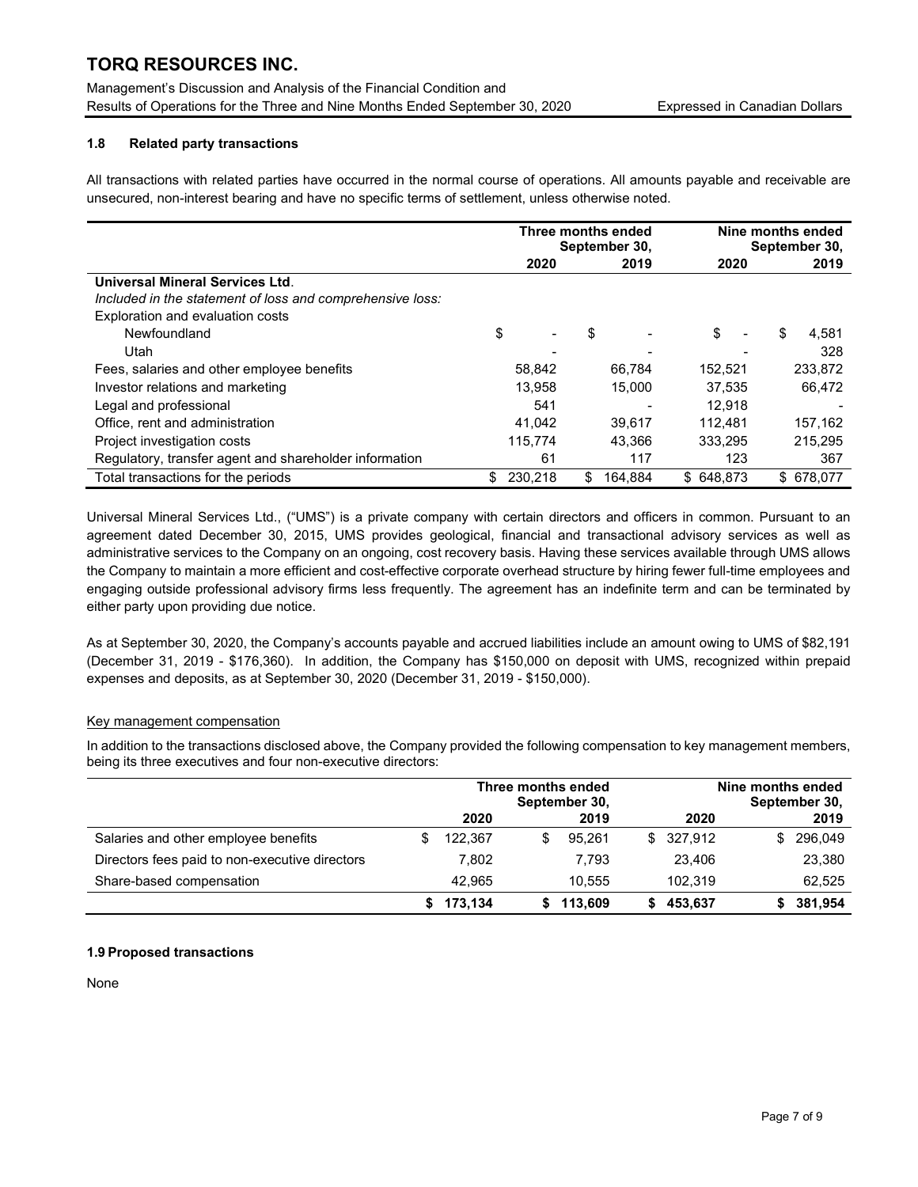### 1.8 Related party transactions

All transactions with related parties have occurred in the normal course of operations. All amounts payable and receivable are unsecured, non-interest bearing and have no specific terms of settlement, unless otherwise noted.

| | Three months ended September 30, | | Nine months ended September 30, | |
|---|---|---|---|---|
| | 2020 | 2019 | 2020 | 2019 |
| **Universal Mineral Services Ltd**. | | | | |
| *Included in the statement of loss and comprehensive loss:* | | | | |
| Exploration and evaluation costs | | | | |
| Newfoundland | $ - | $ - | $ - | $ 4,581 |
| Utah | - | - | - | 328 |
| Fees, salaries and other employee benefits | 58,842 | 66,784 | 152,521 | 233,872 |
| Investor relations and marketing | 13,958 | 15,000 | 37,535 | 66,472 |
| Legal and professional | 541 | - | 12,918 | - |
| Office, rent and administration | 41,042 | 39,617 | 112,481 | 157,162 |
| Project investigation costs | 115,774 | 43,366 | 333,295 | 215,295 |
| Regulatory, transfer agent and shareholder information | 61 | 117 | 123 | 367 |
| Total transactions for the periods | $ 230,218 | $ 164,884 | $ 648,873 | $ 678,077 |

Universal Mineral Services Ltd., ("UMS") is a private company with certain directors and officers in common. Pursuant to an agreement dated December 30, 2015, UMS provides geological, financial and transactional advisory services as well as administrative services to the Company on an ongoing, cost recovery basis. Having these services available through UMS allows the Company to maintain a more efficient and cost-effective corporate overhead structure by hiring fewer full-time employees and engaging outside professional advisory firms less frequently. The agreement has an indefinite term and can be terminated by either party upon providing due notice.

As at September 30, 2020, the Company's accounts payable and accrued liabilities include an amount owing to UMS of $82,191 (December 31, 2019 - $176,360). In addition, the Company has $150,000 on deposit with UMS, recognized within prepaid expenses and deposits, as at September 30, 2020 (December 31, 2019 - $150,000).

#### Key management compensation

In addition to the transactions disclosed above, the Company provided the following compensation to key management members, being its three executives and four non-executive directors:

| | Three months ended September 30, | | Nine months ended September 30, | |
|---|---|---|---|---|
| | 2020 | 2019 | 2020 | 2019 |
| Salaries and other employee benefits | $ 122,367 | $ 95,261 | $ 327,912 | $ 296,049 |
| Directors fees paid to non-executive directors | 7,802 | 7,793 | 23,406 | 23,380 |
| Share-based compensation | 42,965 | 10,555 | 102,319 | 62,525 |
| | **$ 173,134** | **$ 113,609** | **$ 453,637** | **$ 381,954** |

### 1.9 Proposed transactions

None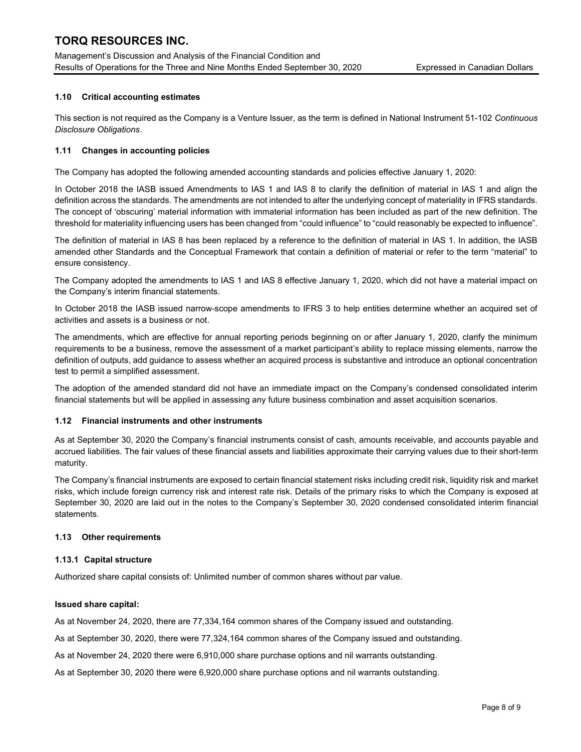### 1.10 Critical accounting estimates

This section is not required as the Company is a Venture Issuer, as the term is defined in National Instrument 51-102 *Continuous Disclosure Obligations*.

### 1.11 Changes in accounting policies

The Company has adopted the following amended accounting standards and policies effective January 1, 2020:

In October 2018 the IASB issued Amendments to IAS 1 and IAS 8 to clarify the definition of material in IAS 1 and align the definition across the standards. The amendments are not intended to alter the underlying concept of materiality in IFRS standards. The concept of 'obscuring' material information with immaterial information has been included as part of the new definition. The threshold for materiality influencing users has been changed from "could influence" to "could reasonably be expected to influence".

The definition of material in IAS 8 has been replaced by a reference to the definition of material in IAS 1. In addition, the IASB amended other Standards and the Conceptual Framework that contain a definition of material or refer to the term "material" to ensure consistency.

The Company adopted the amendments to IAS 1 and IAS 8 effective January 1, 2020, which did not have a material impact on the Company's interim financial statements.

In October 2018 the IASB issued narrow-scope amendments to IFRS 3 to help entities determine whether an acquired set of activities and assets is a business or not.

The amendments, which are effective for annual reporting periods beginning on or after January 1, 2020, clarify the minimum requirements to be a business, remove the assessment of a market participant's ability to replace missing elements, narrow the definition of outputs, add guidance to assess whether an acquired process is substantive and introduce an optional concentration test to permit a simplified assessment.

The adoption of the amended standard did not have an immediate impact on the Company's condensed consolidated interim financial statements but will be applied in assessing any future business combination and asset acquisition scenarios.

### 1.12 Financial instruments and other instruments

As at September 30, 2020 the Company's financial instruments consist of cash, amounts receivable, and accounts payable and accrued liabilities. The fair values of these financial assets and liabilities approximate their carrying values due to their short-term maturity.

The Company's financial instruments are exposed to certain financial statement risks including credit risk, liquidity risk and market risks, which include foreign currency risk and interest rate risk. Details of the primary risks to which the Company is exposed at September 30, 2020 are laid out in the notes to the Company's September 30, 2020 condensed consolidated interim financial statements.

### 1.13 Other requirements

#### 1.13.1 Capital structure

Authorized share capital consists of: Unlimited number of common shares without par value.

**Issued share capital:**

As at November 24, 2020, there are 77,334,164 common shares of the Company issued and outstanding.

As at September 30, 2020, there were 77,324,164 common shares of the Company issued and outstanding.

As at November 24, 2020 there were 6,910,000 share purchase options and nil warrants outstanding.

As at September 30, 2020 there were 6,920,000 share purchase options and nil warrants outstanding.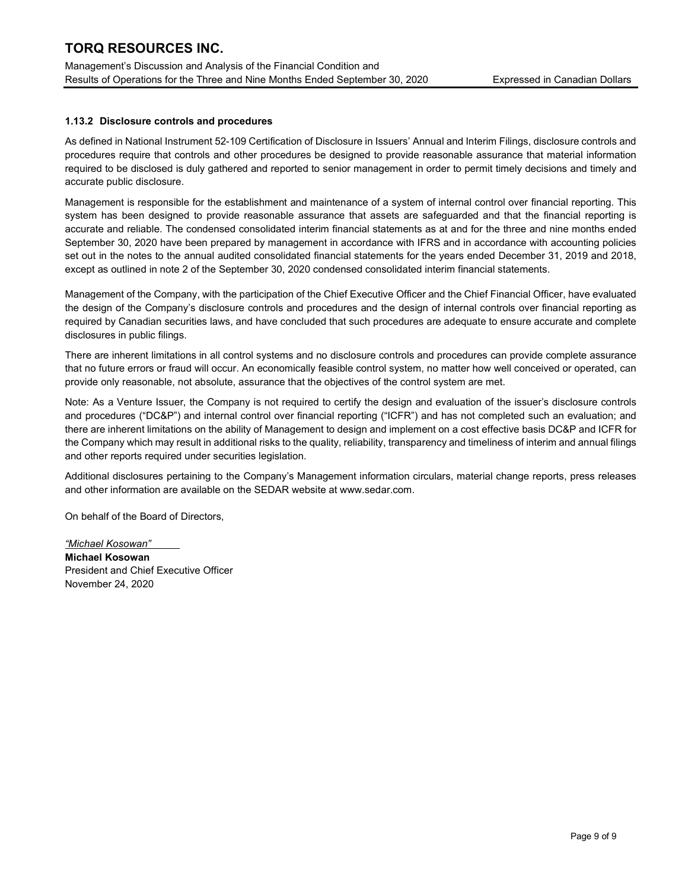### 1.13.2 Disclosure controls and procedures

As defined in National Instrument 52-109 Certification of Disclosure in Issuers' Annual and Interim Filings, disclosure controls and procedures require that controls and other procedures be designed to provide reasonable assurance that material information required to be disclosed is duly gathered and reported to senior management in order to permit timely decisions and timely and accurate public disclosure.

Management is responsible for the establishment and maintenance of a system of internal control over financial reporting. This system has been designed to provide reasonable assurance that assets are safeguarded and that the financial reporting is accurate and reliable. The condensed consolidated interim financial statements as at and for the three and nine months ended September 30, 2020 have been prepared by management in accordance with IFRS and in accordance with accounting policies set out in the notes to the annual audited consolidated financial statements for the years ended December 31, 2019 and 2018, except as outlined in note 2 of the September 30, 2020 condensed consolidated interim financial statements.

Management of the Company, with the participation of the Chief Executive Officer and the Chief Financial Officer, have evaluated the design of the Company's disclosure controls and procedures and the design of internal controls over financial reporting as required by Canadian securities laws, and have concluded that such procedures are adequate to ensure accurate and complete disclosures in public filings.

There are inherent limitations in all control systems and no disclosure controls and procedures can provide complete assurance that no future errors or fraud will occur. An economically feasible control system, no matter how well conceived or operated, can provide only reasonable, not absolute, assurance that the objectives of the control system are met.

Note: As a Venture Issuer, the Company is not required to certify the design and evaluation of the issuer's disclosure controls and procedures ("DC&P") and internal control over financial reporting ("ICFR") and has not completed such an evaluation; and there are inherent limitations on the ability of Management to design and implement on a cost effective basis DC&P and ICFR for the Company which may result in additional risks to the quality, reliability, transparency and timeliness of interim and annual filings and other reports required under securities legislation.

Additional disclosures pertaining to the Company's Management information circulars, material change reports, press releases and other information are available on the SEDAR website at www.sedar.com.

On behalf of the Board of Directors,

*"Michael Kosowan"*

**Michael Kosowan**
President and Chief Executive Officer
November 24, 2020